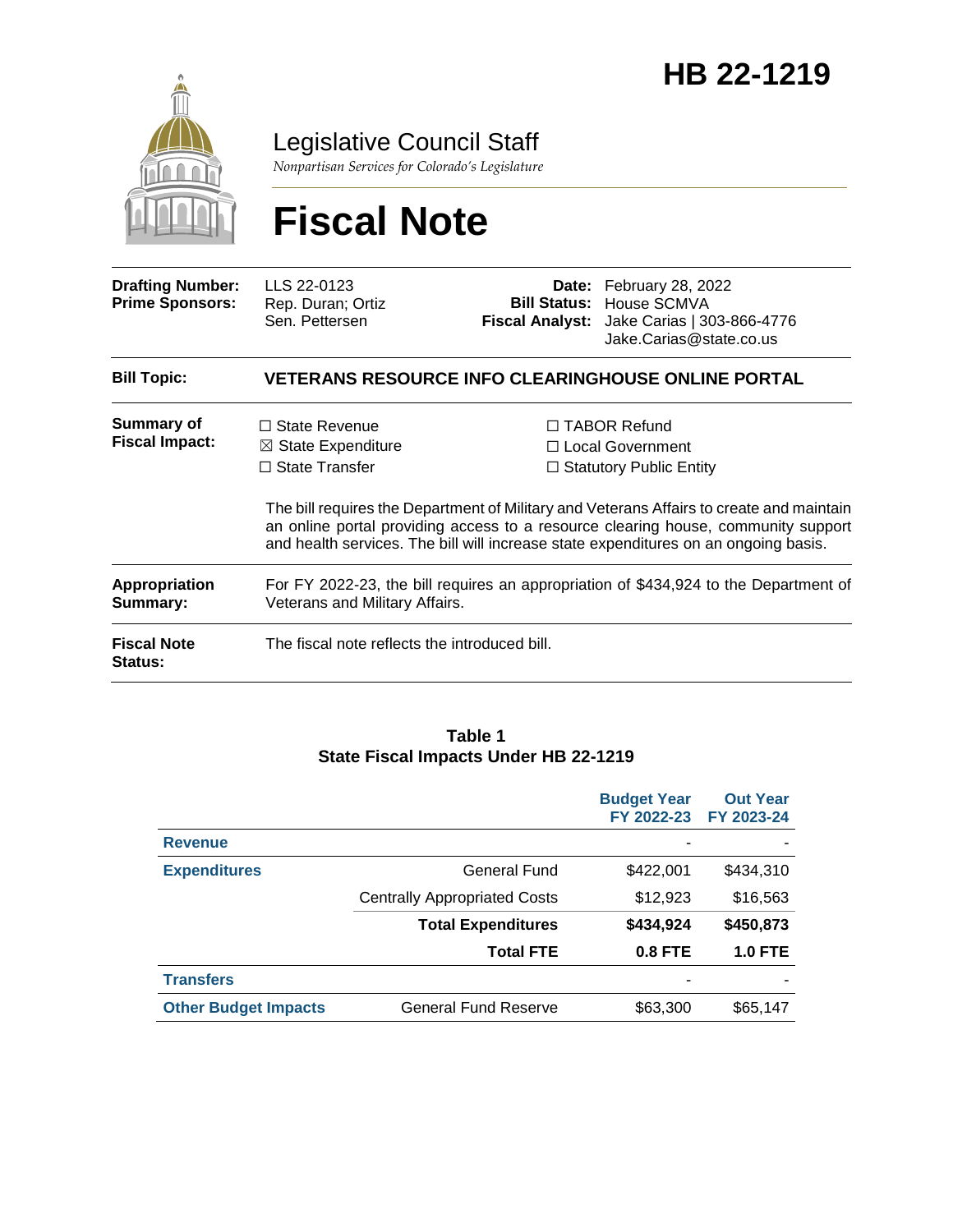# HB 22-1219

## Legislative Council Staff

*Nonpartisan Services for Colorado's Legislature*

# Fiscal Note

| | | | |
|---|---|---|---|
| **Drafting Number:** | LLS 22-0123 | **Date:** | February 28, 2022 |
| **Prime Sponsors:** | Rep. Duran; Ortiz<br>Sen. Pettersen | **Bill Status:** | House SCMVA |
| | | **Fiscal Analyst:** | Jake Carias \| 303-866-4776<br>Jake.Carias@state.co.us |

**Bill Topic:** **VETERANS RESOURCE INFO CLEARINGHOUSE ONLINE PORTAL**

**Summary of Fiscal Impact:**

☐ State Revenue
☒ State Expenditure
☐ State Transfer
☐ TABOR Refund
☐ Local Government
☐ Statutory Public Entity

The bill requires the Department of Military and Veterans Affairs to create and maintain an online portal providing access to a resource clearing house, community support and health services. The bill will increase state expenditures on an ongoing basis.

**Appropriation Summary:** For FY 2022-23, the bill requires an appropriation of $434,924 to the Department of Veterans and Military Affairs.

**Fiscal Note Status:** The fiscal note reflects the introduced bill.

**Table 1**
**State Fiscal Impacts Under HB 22-1219**

| | | Budget Year FY 2022-23 | Out Year FY 2023-24 |
|---|---|---|---|
| **Revenue** | | - | - |
| **Expenditures** | General Fund | $422,001 | $434,310 |
| | Centrally Appropriated Costs | $12,923 | $16,563 |
| | **Total Expenditures** | **$434,924** | **$450,873** |
| | **Total FTE** | **0.8 FTE** | **1.0 FTE** |
| **Transfers** | | - | - |
| **Other Budget Impacts** | General Fund Reserve | $63,300 | $65,147 |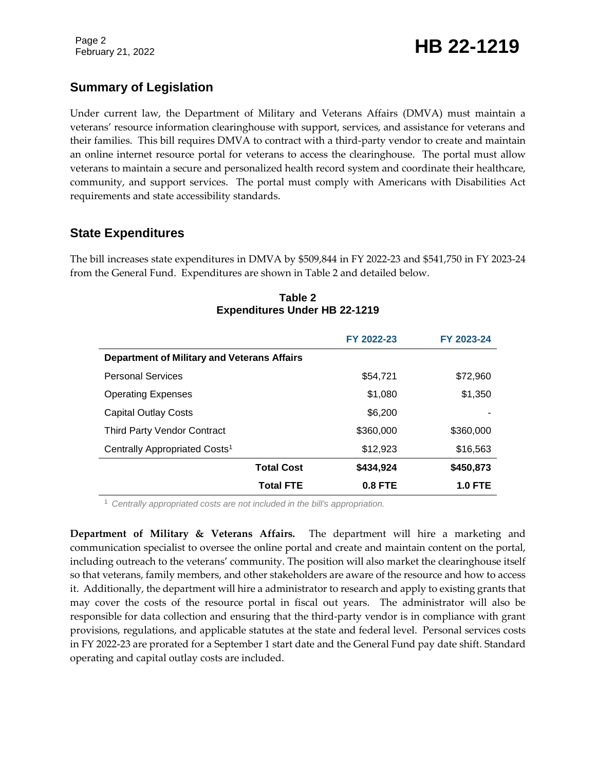## Summary of Legislation

Under current law, the Department of Military and Veterans Affairs (DMVA) must maintain a veterans' resource information clearinghouse with support, services, and assistance for veterans and their families. This bill requires DMVA to contract with a third-party vendor to create and maintain an online internet resource portal for veterans to access the clearinghouse. The portal must allow veterans to maintain a secure and personalized health record system and coordinate their healthcare, community, and support services. The portal must comply with Americans with Disabilities Act requirements and state accessibility standards.

## State Expenditures

The bill increases state expenditures in DMVA by $509,844 in FY 2022-23 and $541,750 in FY 2023-24 from the General Fund. Expenditures are shown in Table 2 and detailed below.

**Table 2**
**Expenditures Under HB 22-1219**

| | FY 2022-23 | FY 2023-24 |
|---|---|---|
| **Department of Military and Veterans Affairs** | | |
| Personal Services | $54,721 | $72,960 |
| Operating Expenses | $1,080 | $1,350 |
| Capital Outlay Costs | $6,200 | - |
| Third Party Vendor Contract | $360,000 | $360,000 |
| Centrally Appropriated Costs[1] | $12,923 | $16,563 |
| **Total Cost** | **$434,924** | **$450,873** |
| **Total FTE** | **0.8 FTE** | **1.0 FTE** |

[1] *Centrally appropriated costs are not included in the bill's appropriation.*

**Department of Military & Veterans Affairs.** The department will hire a marketing and communication specialist to oversee the online portal and create and maintain content on the portal, including outreach to the veterans' community. The position will also market the clearinghouse itself so that veterans, family members, and other stakeholders are aware of the resource and how to access it. Additionally, the department will hire a administrator to research and apply to existing grants that may cover the costs of the resource portal in fiscal out years. The administrator will also be responsible for data collection and ensuring that the third-party vendor is in compliance with grant provisions, regulations, and applicable statutes at the state and federal level. Personal services costs in FY 2022-23 are prorated for a September 1 start date and the General Fund pay date shift. Standard operating and capital outlay costs are included.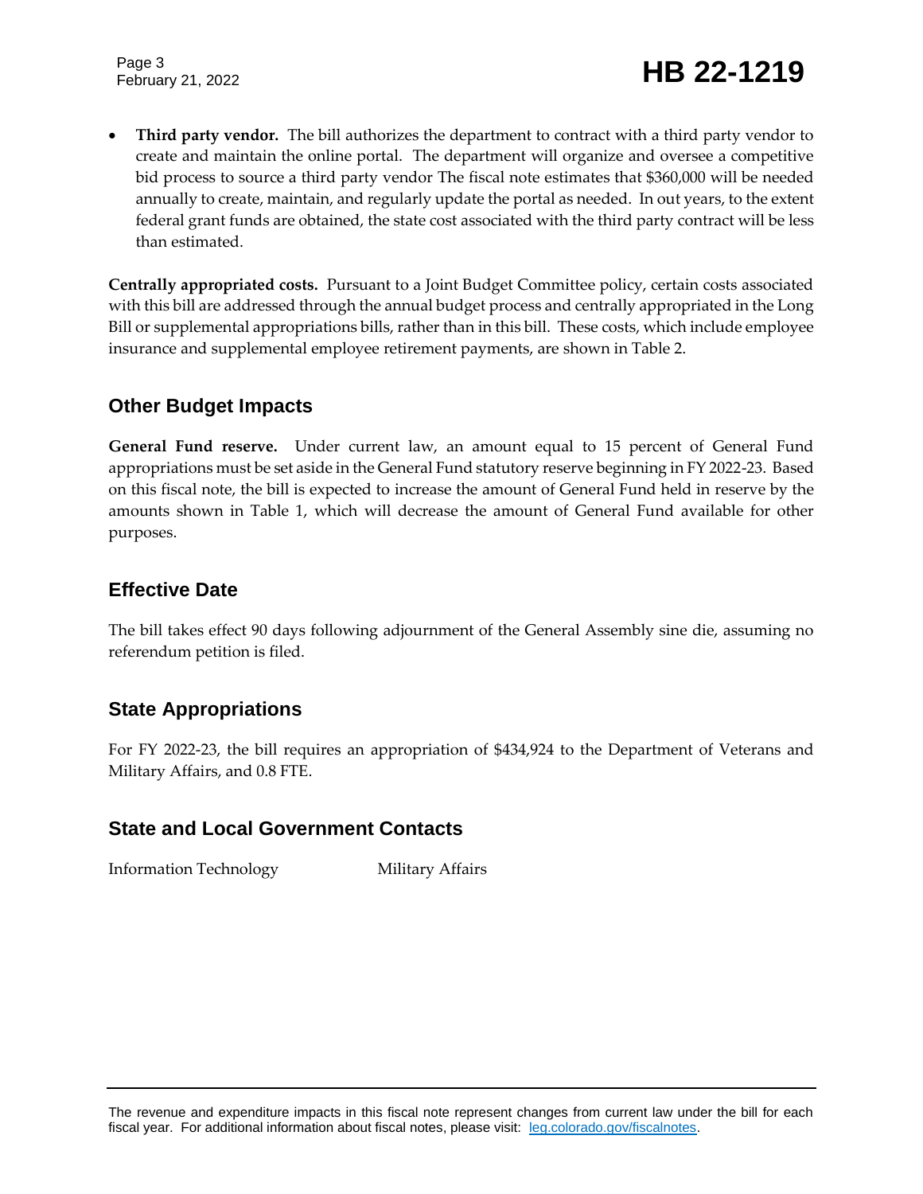- **Third party vendor.** The bill authorizes the department to contract with a third party vendor to create and maintain the online portal. The department will organize and oversee a competitive bid process to source a third party vendor The fiscal note estimates that $360,000 will be needed annually to create, maintain, and regularly update the portal as needed. In out years, to the extent federal grant funds are obtained, the state cost associated with the third party contract will be less than estimated.

**Centrally appropriated costs.** Pursuant to a Joint Budget Committee policy, certain costs associated with this bill are addressed through the annual budget process and centrally appropriated in the Long Bill or supplemental appropriations bills, rather than in this bill. These costs, which include employee insurance and supplemental employee retirement payments, are shown in Table 2.

## Other Budget Impacts

**General Fund reserve.** Under current law, an amount equal to 15 percent of General Fund appropriations must be set aside in the General Fund statutory reserve beginning in FY 2022-23. Based on this fiscal note, the bill is expected to increase the amount of General Fund held in reserve by the amounts shown in Table 1, which will decrease the amount of General Fund available for other purposes.

## Effective Date

The bill takes effect 90 days following adjournment of the General Assembly sine die, assuming no referendum petition is filed.

## State Appropriations

For FY 2022-23, the bill requires an appropriation of $434,924 to the Department of Veterans and Military Affairs, and 0.8 FTE.

## State and Local Government Contacts

Information Technology    Military Affairs

The revenue and expenditure impacts in this fiscal note represent changes from current law under the bill for each fiscal year. For additional information about fiscal notes, please visit: leg.colorado.gov/fiscalnotes.